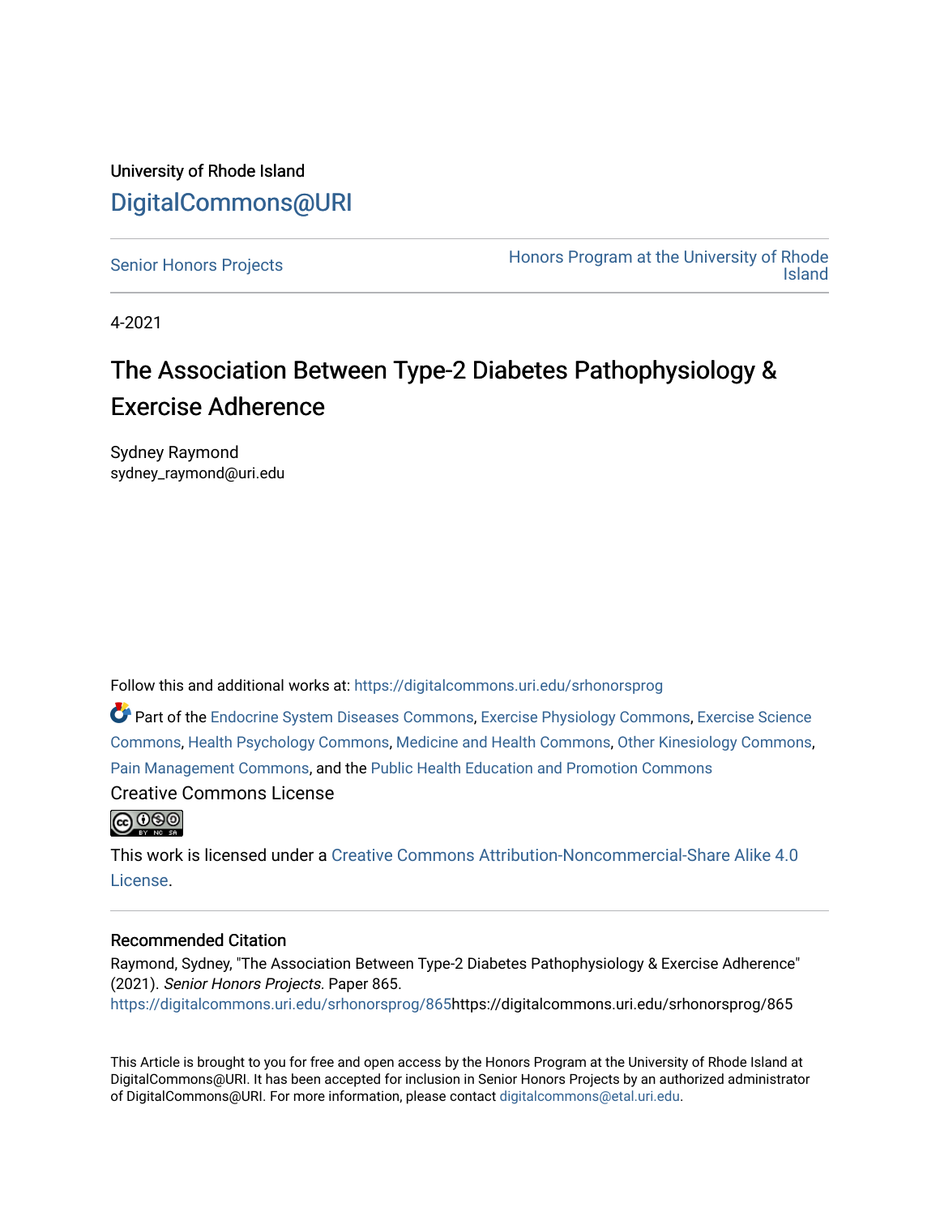University of Rhode Island

# DigitalCommons@URI

Senior Honors Projects

Honors Program at the University of Rhode Island

4-2021

# The Association Between Type-2 Diabetes Pathophysiology & Exercise Adherence

Sydney Raymond
sydney_raymond@uri.edu

Follow this and additional works at: https://digitalcommons.uri.edu/srhonorsprog

Part of the Endocrine System Diseases Commons, Exercise Physiology Commons, Exercise Science Commons, Health Psychology Commons, Medicine and Health Commons, Other Kinesiology Commons, Pain Management Commons, and the Public Health Education and Promotion Commons

Creative Commons License

This work is licensed under a Creative Commons Attribution-Noncommercial-Share Alike 4.0 License.

## Recommended Citation

Raymond, Sydney, "The Association Between Type-2 Diabetes Pathophysiology & Exercise Adherence" (2021). *Senior Honors Projects.* Paper 865.
https://digitalcommons.uri.edu/srhonorsprog/865https://digitalcommons.uri.edu/srhonorsprog/865

This Article is brought to you for free and open access by the Honors Program at the University of Rhode Island at DigitalCommons@URI. It has been accepted for inclusion in Senior Honors Projects by an authorized administrator of DigitalCommons@URI. For more information, please contact digitalcommons@etal.uri.edu.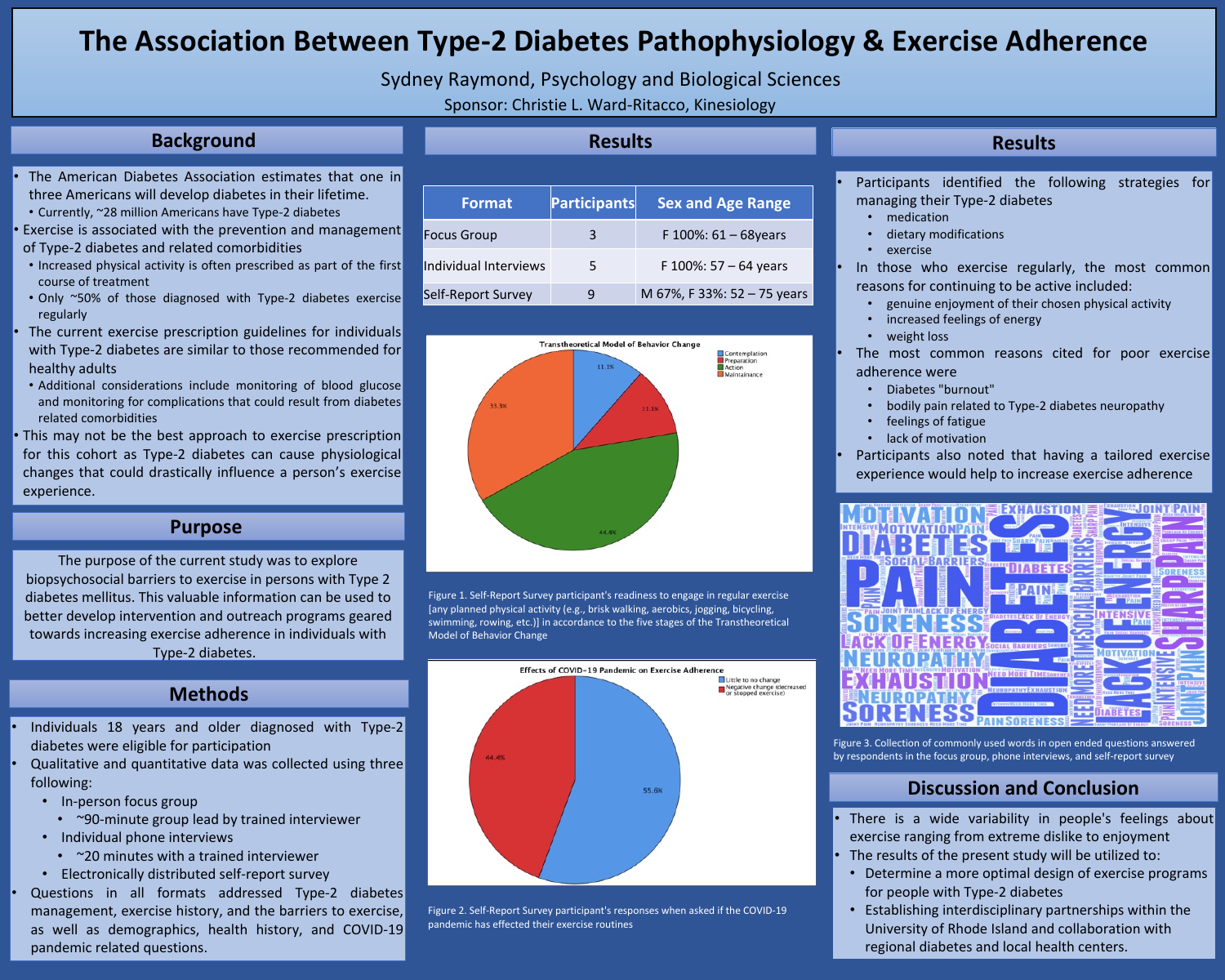# The Association Between Type-2 Diabetes Pathophysiology & Exercise Adherence

Sydney Raymond, Psychology and Biological Sciences

Sponsor: Christie L. Ward-Ritacco, Kinesiology

## Background

- The American Diabetes Association estimates that one in three Americans will develop diabetes in their lifetime.
  - Currently, ~28 million Americans have Type-2 diabetes
- Exercise is associated with the prevention and management of Type-2 diabetes and related comorbidities
  - Increased physical activity is often prescribed as part of the first course of treatment
  - Only ~50% of those diagnosed with Type-2 diabetes exercise regularly
- The current exercise prescription guidelines for individuals with Type-2 diabetes are similar to those recommended for healthy adults
  - Additional considerations include monitoring of blood glucose and monitoring for complications that could result from diabetes related comorbidities
- This may not be the best approach to exercise prescription for this cohort as Type-2 diabetes can cause physiological changes that could drastically influence a person's exercise experience.

## Purpose

The purpose of the current study was to explore biopsychosocial barriers to exercise in persons with Type 2 diabetes mellitus. This valuable information can be used to better develop intervention and outreach programs geared towards increasing exercise adherence in individuals with Type-2 diabetes.

## Methods

- Individuals 18 years and older diagnosed with Type-2 diabetes were eligible for participation
- Qualitative and quantitative data was collected using three following:
  - In-person focus group
    - ~90-minute group lead by trained interviewer
  - Individual phone interviews
    - ~20 minutes with a trained interviewer
  - Electronically distributed self-report survey
- Questions in all formats addressed Type-2 diabetes management, exercise history, and the barriers to exercise, as well as demographics, health history, and COVID-19 pandemic related questions.

## Results

| Format | Participants | Sex and Age Range |
|---|---|---|
| Focus Group | 3 | F 100%: 61 – 68years |
| Individual Interviews | 5 | F 100%: 57 – 64 years |
| Self-Report Survey | 9 | M 67%, F 33%: 52 – 75 years |

Transtheoretical Model of Behavior Change

Contemplation
Preparation
Action
Maintainance

11.1%
11.1%
44.4%
33.3%

Figure 1. Self-Report Survey participant's readiness to engage in regular exercise [any planned physical activity (e.g., brisk walking, aerobics, jogging, bicycling, swimming, rowing, etc.)] in accordance to the five stages of the Transtheoretical Model of Behavior Change

Effects of COVID-19 Pandemic on Exercise Adherence

Little to no change
Negative change (decreased or stopped exercise)

55.6%
44.4%

Figure 2. Self-Report Survey participant's responses when asked if the COVID-19 pandemic has effected their exercise routines

## Results

- Participants identified the following strategies for managing their Type-2 diabetes
  - medication
  - dietary modifications
  - exercise
- In those who exercise regularly, the most common reasons for continuing to be active included:
  - genuine enjoyment of their chosen physical activity
  - increased feelings of energy
  - weight loss
- The most common reasons cited for poor exercise adherence were
  - Diabetes "burnout"
  - bodily pain related to Type-2 diabetes neuropathy
  - feelings of fatigue
  - lack of motivation
- Participants also noted that having a tailored exercise experience would help to increase exercise adherence

Figure 3. Collection of commonly used words in open ended questions answered by respondents in the focus group, phone interviews, and self-report survey

## Discussion and Conclusion

- There is a wide variability in people's feelings about exercise ranging from extreme dislike to enjoyment
- The results of the present study will be utilized to:
  - Determine a more optimal design of exercise programs for people with Type-2 diabetes
  - Establishing interdisciplinary partnerships within the University of Rhode Island and collaboration with regional diabetes and local health centers.